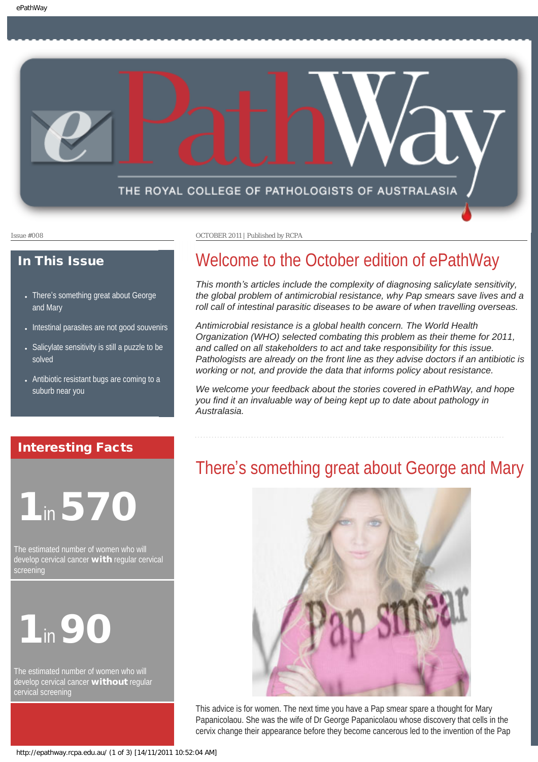# ePathWay

THE ROYAL COLLEGE OF PATHOLOGISTS OF AUSTRALASIA

Issue #008

OCTOBER 2011 | Published by RCPA

## In This Issue

- There's something great about George and Mary
- Intestinal parasites are not good souvenirs
- Salicylate sensitivity is still a puzzle to be solved
- Antibiotic resistant bugs are coming to a suburb near you

## Interesting Facts

**1 in 570**

The estimated number of women who will develop cervical cancer **with** regular cervical screening

**1 in 90**

The estimated number of women who will develop cervical cancer **without** regular cervical screening

## Welcome to the October edition of ePathWay

*This month's articles include the complexity of diagnosing salicylate sensitivity, the global problem of antimicrobial resistance, why Pap smears save lives and a roll call of intestinal parasitic diseases to be aware of when travelling overseas.*

*Antimicrobial resistance is a global health concern. The World Health Organization (WHO) selected combating this problem as their theme for 2011, and called on all stakeholders to act and take responsibility for this issue. Pathologists are already on the front line as they advise doctors if an antibiotic is working or not, and provide the data that informs policy about resistance.*

*We welcome your feedback about the stories covered in ePathWay, and hope you find it an invaluable way of being kept up to date about pathology in Australasia.*

## There's something great about George and Mary

This advice is for women. The next time you have a Pap smear spare a thought for Mary Papanicolaou. She was the wife of Dr George Papanicolaou whose discovery that cells in the cervix change their appearance before they become cancerous led to the invention of the Pap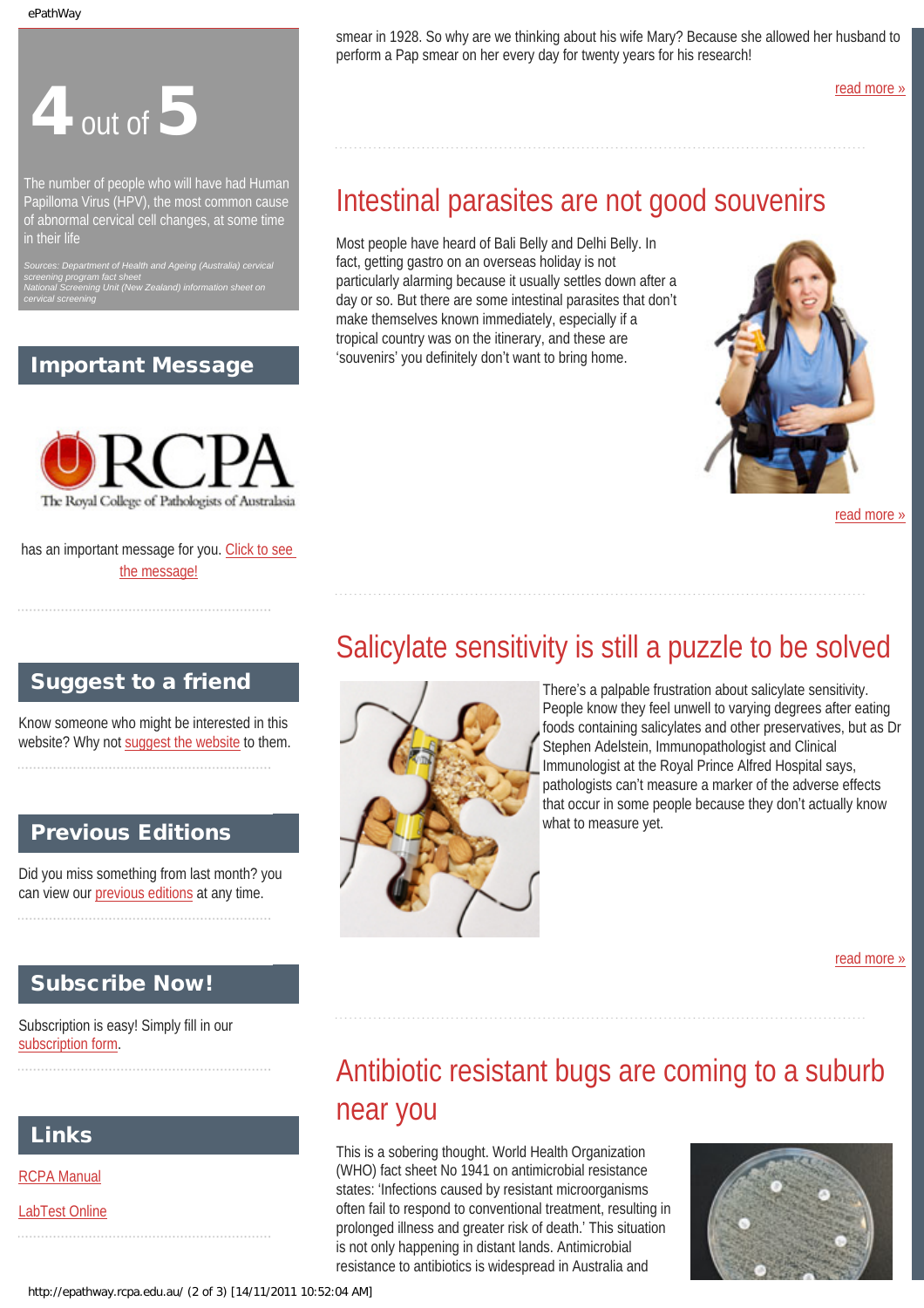# 4 out of 5

The number of people who will have had Human Papilloma Virus (HPV), the most common cause of abnormal cervical cell changes, at some time in their life

*Sources: Department of Health and Ageing (Australia) cervical screening program fact sheet*
*National Screening Unit (New Zealand) information sheet on cervical screening*

## Important Message

RCPA
The Royal College of Pathologists of Australasia

has an important message for you. Click to see the message!

## Suggest to a friend

Know someone who might be interested in this website? Why not suggest the website to them.

## Previous Editions

Did you miss something from last month? you can view our previous editions at any time.

## Subscribe Now!

Subscription is easy! Simply fill in our subscription form.

## Links

RCPA Manual

LabTest Online

smear in 1928. So why are we thinking about his wife Mary? Because she allowed her husband to perform a Pap smear on her every day for twenty years for his research!

read more »

## Intestinal parasites are not good souvenirs

Most people have heard of Bali Belly and Delhi Belly. In fact, getting gastro on an overseas holiday is not particularly alarming because it usually settles down after a day or so. But there are some intestinal parasites that don't make themselves known immediately, especially if a tropical country was on the itinerary, and these are 'souvenirs' you definitely don't want to bring home.

read more »

## Salicylate sensitivity is still a puzzle to be solved

There's a palpable frustration about salicylate sensitivity. People know they feel unwell to varying degrees after eating foods containing salicylates and other preservatives, but as Dr Stephen Adelstein, Immunopathologist and Clinical Immunologist at the Royal Prince Alfred Hospital says, pathologists can't measure a marker of the adverse effects that occur in some people because they don't actually know what to measure yet.

read more »

## Antibiotic resistant bugs are coming to a suburb near you

This is a sobering thought. World Health Organization (WHO) fact sheet No 1941 on antimicrobial resistance states: 'Infections caused by resistant microorganisms often fail to respond to conventional treatment, resulting in prolonged illness and greater risk of death.' This situation is not only happening in distant lands. Antimicrobial resistance to antibiotics is widespread in Australia and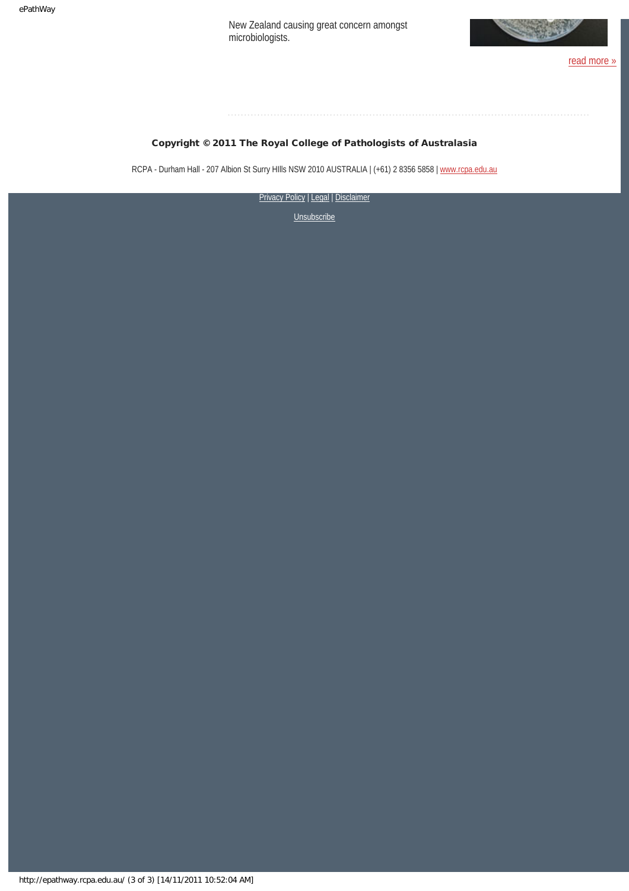New Zealand causing great concern amongst microbiologists.

read more »

**Copyright © 2011 The Royal College of Pathologists of Australasia**

RCPA - Durham Hall - 207 Albion St Surry HIlls NSW 2010 AUSTRALIA | (+61) 2 8356 5858 | www.rcpa.edu.au

Privacy Policy | Legal | Disclaimer

Unsubscribe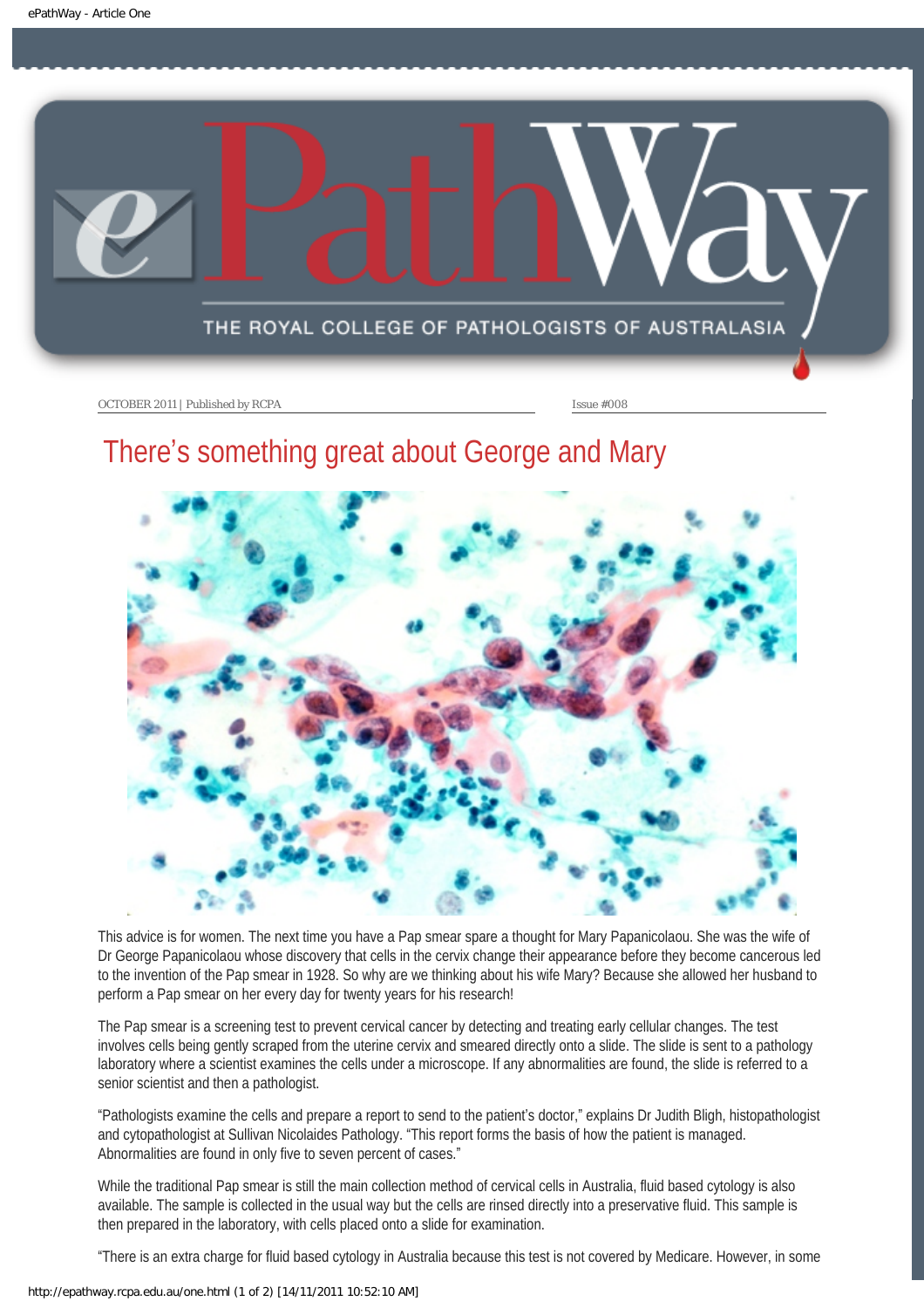OCTOBER 2011 | Published by RCPA

Issue #008

# There's something great about George and Mary

This advice is for women. The next time you have a Pap smear spare a thought for Mary Papanicolaou. She was the wife of Dr George Papanicolaou whose discovery that cells in the cervix change their appearance before they become cancerous led to the invention of the Pap smear in 1928. So why are we thinking about his wife Mary? Because she allowed her husband to perform a Pap smear on her every day for twenty years for his research!

The Pap smear is a screening test to prevent cervical cancer by detecting and treating early cellular changes. The test involves cells being gently scraped from the uterine cervix and smeared directly onto a slide. The slide is sent to a pathology laboratory where a scientist examines the cells under a microscope. If any abnormalities are found, the slide is referred to a senior scientist and then a pathologist.

"Pathologists examine the cells and prepare a report to send to the patient's doctor," explains Dr Judith Bligh, histopathologist and cytopathologist at Sullivan Nicolaides Pathology. "This report forms the basis of how the patient is managed. Abnormalities are found in only five to seven percent of cases."

While the traditional Pap smear is still the main collection method of cervical cells in Australia, fluid based cytology is also available. The sample is collected in the usual way but the cells are rinsed directly into a preservative fluid. This sample is then prepared in the laboratory, with cells placed onto a slide for examination.

"There is an extra charge for fluid based cytology in Australia because this test is not covered by Medicare. However, in some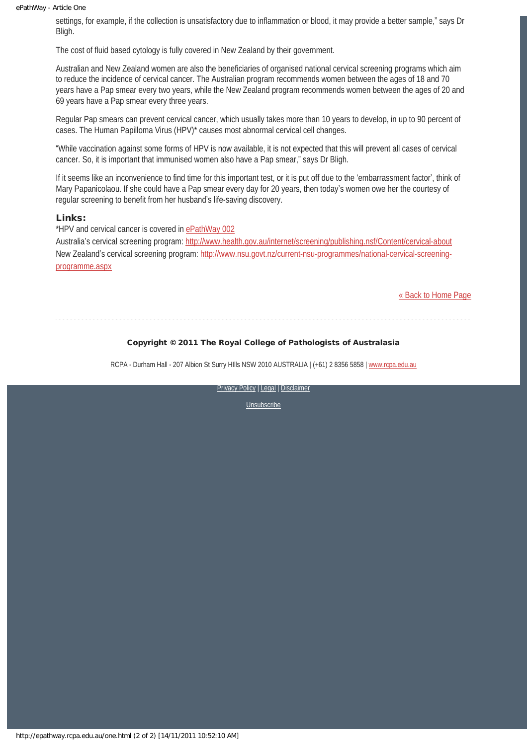settings, for example, if the collection is unsatisfactory due to inflammation or blood, it may provide a better sample," says Dr Bligh.

The cost of fluid based cytology is fully covered in New Zealand by their government.

Australian and New Zealand women are also the beneficiaries of organised national cervical screening programs which aim to reduce the incidence of cervical cancer. The Australian program recommends women between the ages of 18 and 70 years have a Pap smear every two years, while the New Zealand program recommends women between the ages of 20 and 69 years have a Pap smear every three years.

Regular Pap smears can prevent cervical cancer, which usually takes more than 10 years to develop, in up to 90 percent of cases. The Human Papilloma Virus (HPV)* causes most abnormal cervical cell changes.

"While vaccination against some forms of HPV is now available, it is not expected that this will prevent all cases of cervical cancer. So, it is important that immunised women also have a Pap smear," says Dr Bligh.

If it seems like an inconvenience to find time for this important test, or it is put off due to the 'embarrassment factor', think of Mary Papanicolaou. If she could have a Pap smear every day for 20 years, then today's women owe her the courtesy of regular screening to benefit from her husband's life-saving discovery.

### Links:

*HPV and cervical cancer is covered in ePathWay 002

Australia's cervical screening program: http://www.health.gov.au/internet/screening/publishing.nsf/Content/cervical-about

New Zealand's cervical screening program: http://www.nsu.govt.nz/current-nsu-programmes/national-cervical-screening-programme.aspx

« Back to Home Page

**Copyright © 2011 The Royal College of Pathologists of Australasia**

RCPA - Durham Hall - 207 Albion St Surry HIlls NSW 2010 AUSTRALIA | (+61) 2 8356 5858 | www.rcpa.edu.au

Privacy Policy | Legal | Disclaimer

Unsubscribe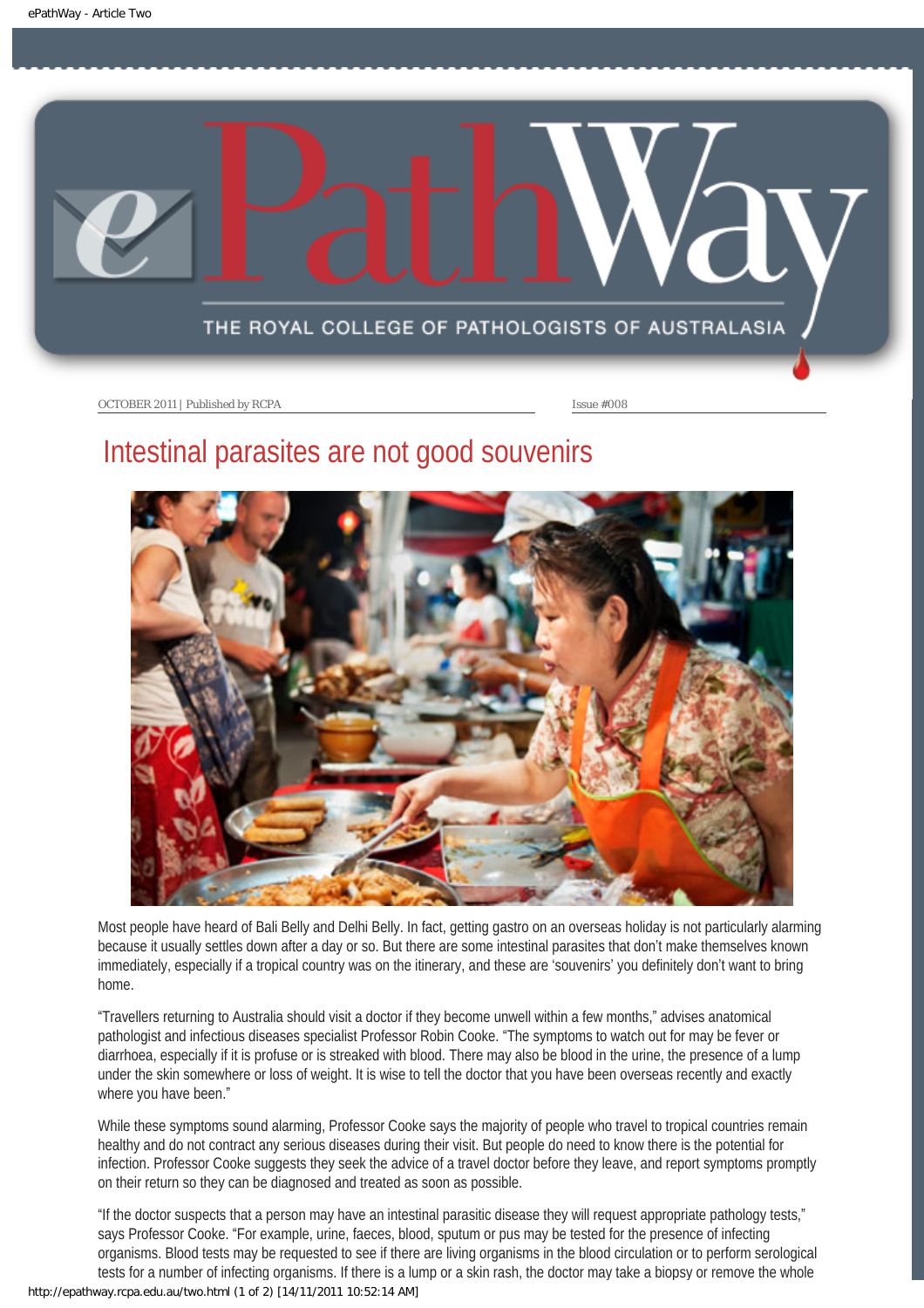OCTOBER 2011 | Published by RCPA

Issue #008

# Intestinal parasites are not good souvenirs

Most people have heard of Bali Belly and Delhi Belly. In fact, getting gastro on an overseas holiday is not particularly alarming because it usually settles down after a day or so. But there are some intestinal parasites that don't make themselves known immediately, especially if a tropical country was on the itinerary, and these are 'souvenirs' you definitely don't want to bring home.

"Travellers returning to Australia should visit a doctor if they become unwell within a few months," advises anatomical pathologist and infectious diseases specialist Professor Robin Cooke. "The symptoms to watch out for may be fever or diarrhoea, especially if it is profuse or is streaked with blood. There may also be blood in the urine, the presence of a lump under the skin somewhere or loss of weight. It is wise to tell the doctor that you have been overseas recently and exactly where you have been."

While these symptoms sound alarming, Professor Cooke says the majority of people who travel to tropical countries remain healthy and do not contract any serious diseases during their visit. But people do need to know there is the potential for infection. Professor Cooke suggests they seek the advice of a travel doctor before they leave, and report symptoms promptly on their return so they can be diagnosed and treated as soon as possible.

"If the doctor suspects that a person may have an intestinal parasitic disease they will request appropriate pathology tests," says Professor Cooke. "For example, urine, faeces, blood, sputum or pus may be tested for the presence of infecting organisms. Blood tests may be requested to see if there are living organisms in the blood circulation or to perform serological tests for a number of infecting organisms. If there is a lump or a skin rash, the doctor may take a biopsy or remove the whole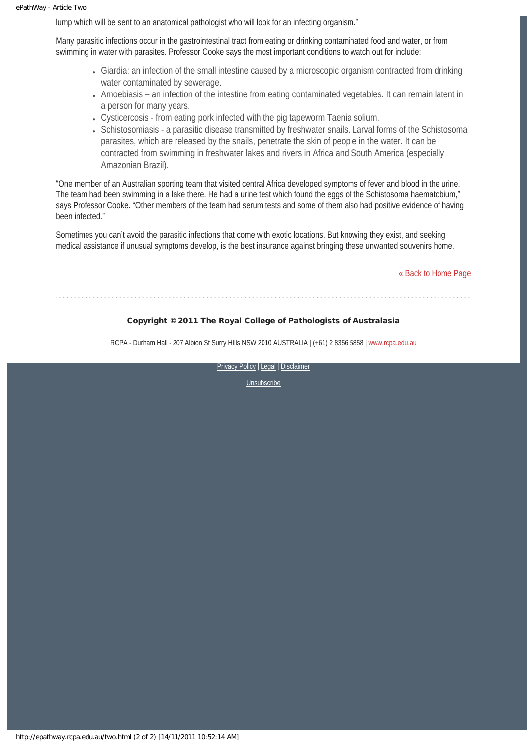lump which will be sent to an anatomical pathologist who will look for an infecting organism."

Many parasitic infections occur in the gastrointestinal tract from eating or drinking contaminated food and water, or from swimming in water with parasites. Professor Cooke says the most important conditions to watch out for include:

- Giardia: an infection of the small intestine caused by a microscopic organism contracted from drinking water contaminated by sewerage.
- Amoebiasis – an infection of the intestine from eating contaminated vegetables. It can remain latent in a person for many years.
- Cysticercosis - from eating pork infected with the pig tapeworm Taenia solium.
- Schistosomiasis - a parasitic disease transmitted by freshwater snails. Larval forms of the Schistosoma parasites, which are released by the snails, penetrate the skin of people in the water. It can be contracted from swimming in freshwater lakes and rivers in Africa and South America (especially Amazonian Brazil).

"One member of an Australian sporting team that visited central Africa developed symptoms of fever and blood in the urine. The team had been swimming in a lake there. He had a urine test which found the eggs of the Schistosoma haematobium," says Professor Cooke. "Other members of the team had serum tests and some of them also had positive evidence of having been infected."

Sometimes you can't avoid the parasitic infections that come with exotic locations. But knowing they exist, and seeking medical assistance if unusual symptoms develop, is the best insurance against bringing these unwanted souvenirs home.

« Back to Home Page

**Copyright © 2011 The Royal College of Pathologists of Australasia**

RCPA - Durham Hall - 207 Albion St Surry HIlls NSW 2010 AUSTRALIA | (+61) 2 8356 5858 | www.rcpa.edu.au

Privacy Policy | Legal | Disclaimer

Unsubscribe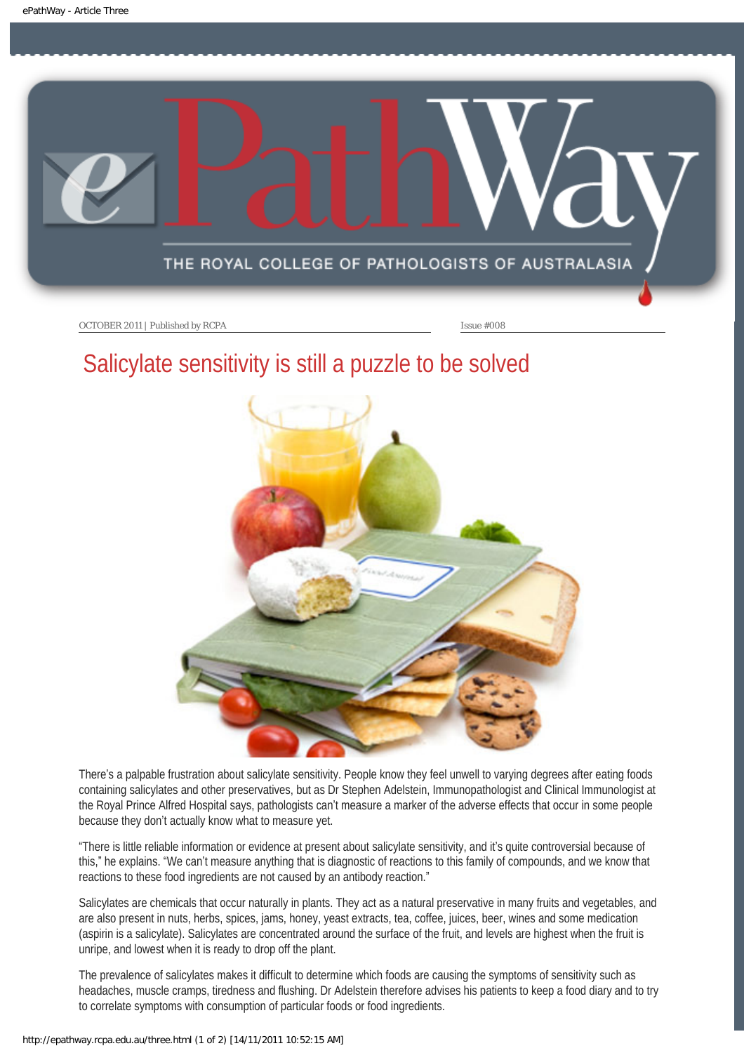OCTOBER 2011 | Published by RCPA | Issue #008

# Salicylate sensitivity is still a puzzle to be solved

There's a palpable frustration about salicylate sensitivity. People know they feel unwell to varying degrees after eating foods containing salicylates and other preservatives, but as Dr Stephen Adelstein, Immunopathologist and Clinical Immunologist at the Royal Prince Alfred Hospital says, pathologists can't measure a marker of the adverse effects that occur in some people because they don't actually know what to measure yet.

"There is little reliable information or evidence at present about salicylate sensitivity, and it's quite controversial because of this," he explains. "We can't measure anything that is diagnostic of reactions to this family of compounds, and we know that reactions to these food ingredients are not caused by an antibody reaction."

Salicylates are chemicals that occur naturally in plants. They act as a natural preservative in many fruits and vegetables, and are also present in nuts, herbs, spices, jams, honey, yeast extracts, tea, coffee, juices, beer, wines and some medication (aspirin is a salicylate). Salicylates are concentrated around the surface of the fruit, and levels are highest when the fruit is unripe, and lowest when it is ready to drop off the plant.

The prevalence of salicylates makes it difficult to determine which foods are causing the symptoms of sensitivity such as headaches, muscle cramps, tiredness and flushing. Dr Adelstein therefore advises his patients to keep a food diary and to try to correlate symptoms with consumption of particular foods or food ingredients.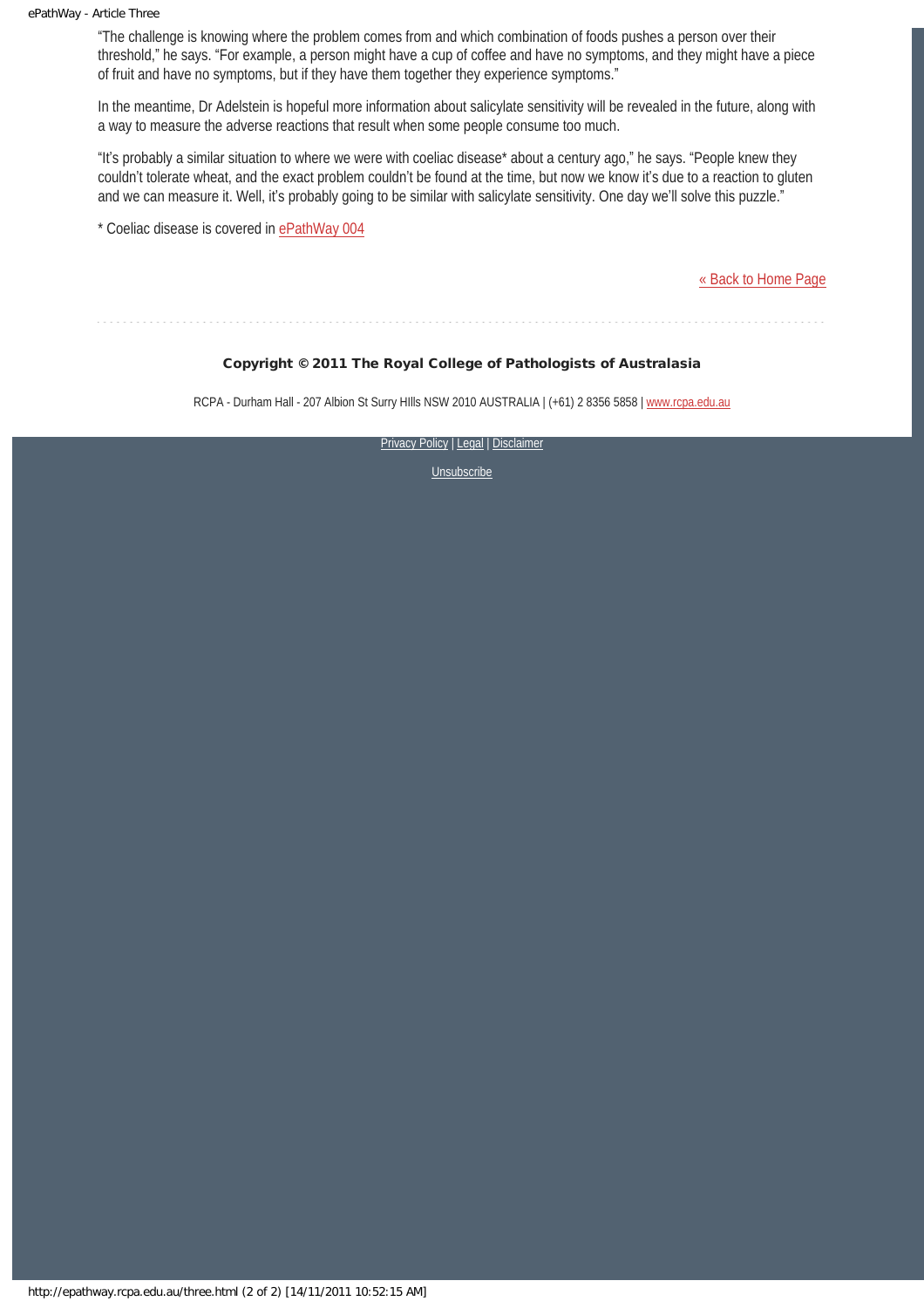"The challenge is knowing where the problem comes from and which combination of foods pushes a person over their threshold," he says. "For example, a person might have a cup of coffee and have no symptoms, and they might have a piece of fruit and have no symptoms, but if they have them together they experience symptoms."

In the meantime, Dr Adelstein is hopeful more information about salicylate sensitivity will be revealed in the future, along with a way to measure the adverse reactions that result when some people consume too much.

"It's probably a similar situation to where we were with coeliac disease* about a century ago," he says. "People knew they couldn't tolerate wheat, and the exact problem couldn't be found at the time, but now we know it's due to a reaction to gluten and we can measure it. Well, it's probably going to be similar with salicylate sensitivity. One day we'll solve this puzzle."

* Coeliac disease is covered in ePathWay 004

« Back to Home Page

**Copyright © 2011 The Royal College of Pathologists of Australasia**

RCPA - Durham Hall - 207 Albion St Surry HIlls NSW 2010 AUSTRALIA | (+61) 2 8356 5858 | www.rcpa.edu.au

Privacy Policy | Legal | Disclaimer

Unsubscribe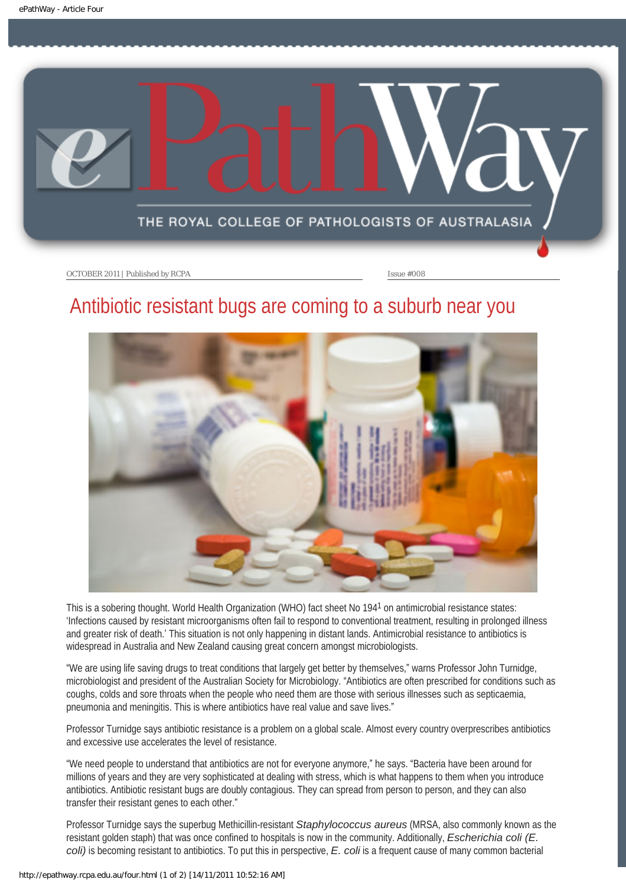OCTOBER 2011 | Published by RCPA

Issue #008

# Antibiotic resistant bugs are coming to a suburb near you

This is a sobering thought. World Health Organization (WHO) fact sheet No 194[1] on antimicrobial resistance states: 'Infections caused by resistant microorganisms often fail to respond to conventional treatment, resulting in prolonged illness and greater risk of death.' This situation is not only happening in distant lands. Antimicrobial resistance to antibiotics is widespread in Australia and New Zealand causing great concern amongst microbiologists.

"We are using life saving drugs to treat conditions that largely get better by themselves," warns Professor John Turnidge, microbiologist and president of the Australian Society for Microbiology. "Antibiotics are often prescribed for conditions such as coughs, colds and sore throats when the people who need them are those with serious illnesses such as septicaemia, pneumonia and meningitis. This is where antibiotics have real value and save lives."

Professor Turnidge says antibiotic resistance is a problem on a global scale. Almost every country overprescribes antibiotics and excessive use accelerates the level of resistance.

"We need people to understand that antibiotics are not for everyone anymore," he says. "Bacteria have been around for millions of years and they are very sophisticated at dealing with stress, which is what happens to them when you introduce antibiotics. Antibiotic resistant bugs are doubly contagious. They can spread from person to person, and they can also transfer their resistant genes to each other."

Professor Turnidge says the superbug Methicillin-resistant *Staphylococcus aureus* (MRSA, also commonly known as the resistant golden staph) that was once confined to hospitals is now in the community. Additionally, *Escherichia coli (E. coli)* is becoming resistant to antibiotics. To put this in perspective, *E. coli* is a frequent cause of many common bacterial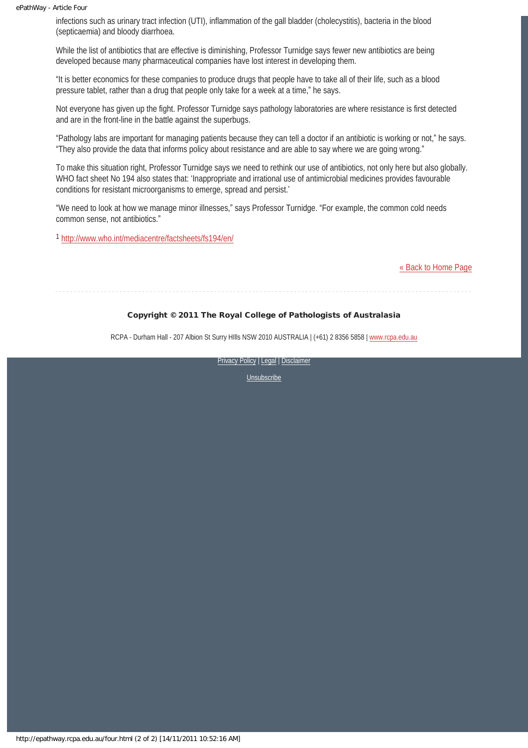infections such as urinary tract infection (UTI), inflammation of the gall bladder (cholecystitis), bacteria in the blood (septicaemia) and bloody diarrhoea.

While the list of antibiotics that are effective is diminishing, Professor Turnidge says fewer new antibiotics are being developed because many pharmaceutical companies have lost interest in developing them.

"It is better economics for these companies to produce drugs that people have to take all of their life, such as a blood pressure tablet, rather than a drug that people only take for a week at a time," he says.

Not everyone has given up the fight. Professor Turnidge says pathology laboratories are where resistance is first detected and are in the front-line in the battle against the superbugs.

"Pathology labs are important for managing patients because they can tell a doctor if an antibiotic is working or not," he says. "They also provide the data that informs policy about resistance and are able to say where we are going wrong."

To make this situation right, Professor Turnidge says we need to rethink our use of antibiotics, not only here but also globally. WHO fact sheet No 194 also states that: 'Inappropriate and irrational use of antimicrobial medicines provides favourable conditions for resistant microorganisms to emerge, spread and persist.'

"We need to look at how we manage minor illnesses," says Professor Turnidge. "For example, the common cold needs common sense, not antibiotics."

[1] http://www.who.int/mediacentre/factsheets/fs194/en/

« Back to Home Page

**Copyright © 2011 The Royal College of Pathologists of Australasia**

RCPA - Durham Hall - 207 Albion St Surry HIlls NSW 2010 AUSTRALIA | (+61) 2 8356 5858 | www.rcpa.edu.au

Privacy Policy | Legal | Disclaimer

Unsubscribe